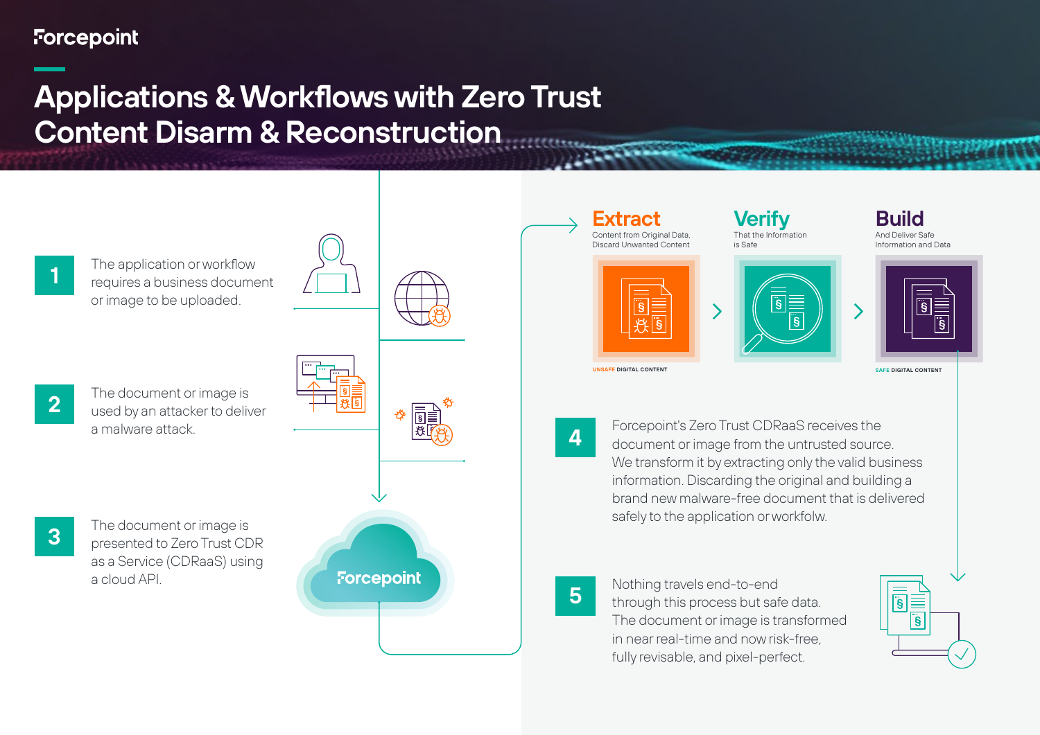Forcepoint

# Applications & Workflows with Zero Trust Content Disarm & Reconstruction

**1** The application or workflow requires a business document or image to be uploaded.

**2** The document or image is used by an attacker to deliver a malware attack.

**3** The document or image is presented to Zero Trust CDR as a Service (CDRaaS) using a cloud API.

Forcepoint

## Extract

Content from Original Data, Discard Unwanted Content

UNSAFE DIGITAL CONTENT

## Verify

That the Information is Safe

## Build

And Deliver Safe Information and Data

SAFE DIGITAL CONTENT

**4** Forcepoint's Zero Trust CDRaaS receives the document or image from the untrusted source. We transform it by extracting only the valid business information. Discarding the original and building a brand new malware-free document that is delivered safely to the application or workflow.

**5** Nothing travels end-to-end through this process but safe data. The document or image is transformed in near real-time and now risk-free, fully revisable, and pixel-perfect.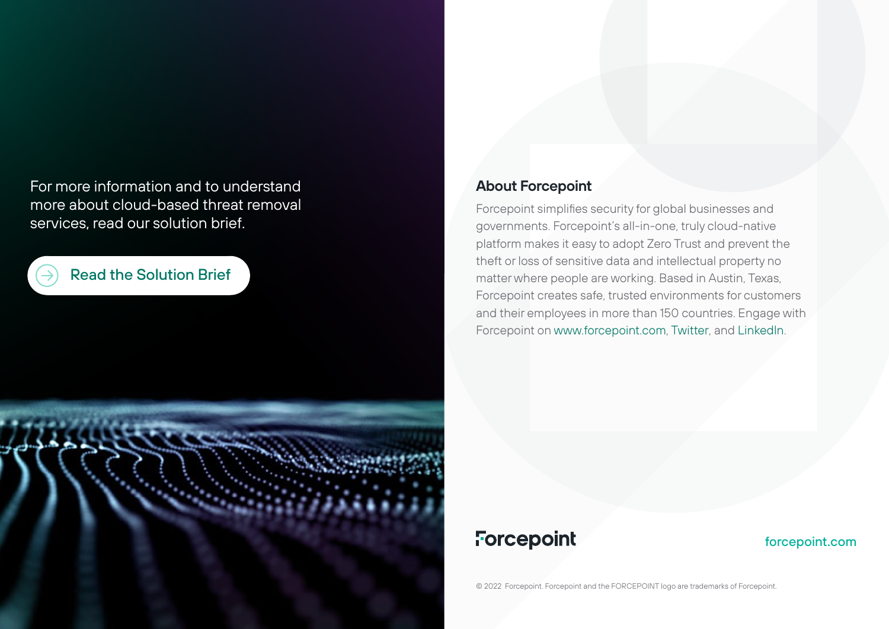For more information and to understand more about cloud-based threat removal services, read our solution brief.

Read the Solution Brief

## About Forcepoint

Forcepoint simplifies security for global businesses and governments. Forcepoint's all-in-one, truly cloud-native platform makes it easy to adopt Zero Trust and prevent the theft or loss of sensitive data and intellectual property no matter where people are working. Based in Austin, Texas, Forcepoint creates safe, trusted environments for customers and their employees in more than 150 countries. Engage with Forcepoint on www.forcepoint.com, Twitter, and LinkedIn.

Forcepoint

forcepoint.com

© 2022 Forcepoint. Forcepoint and the FORCEPOINT logo are trademarks of Forcepoint.